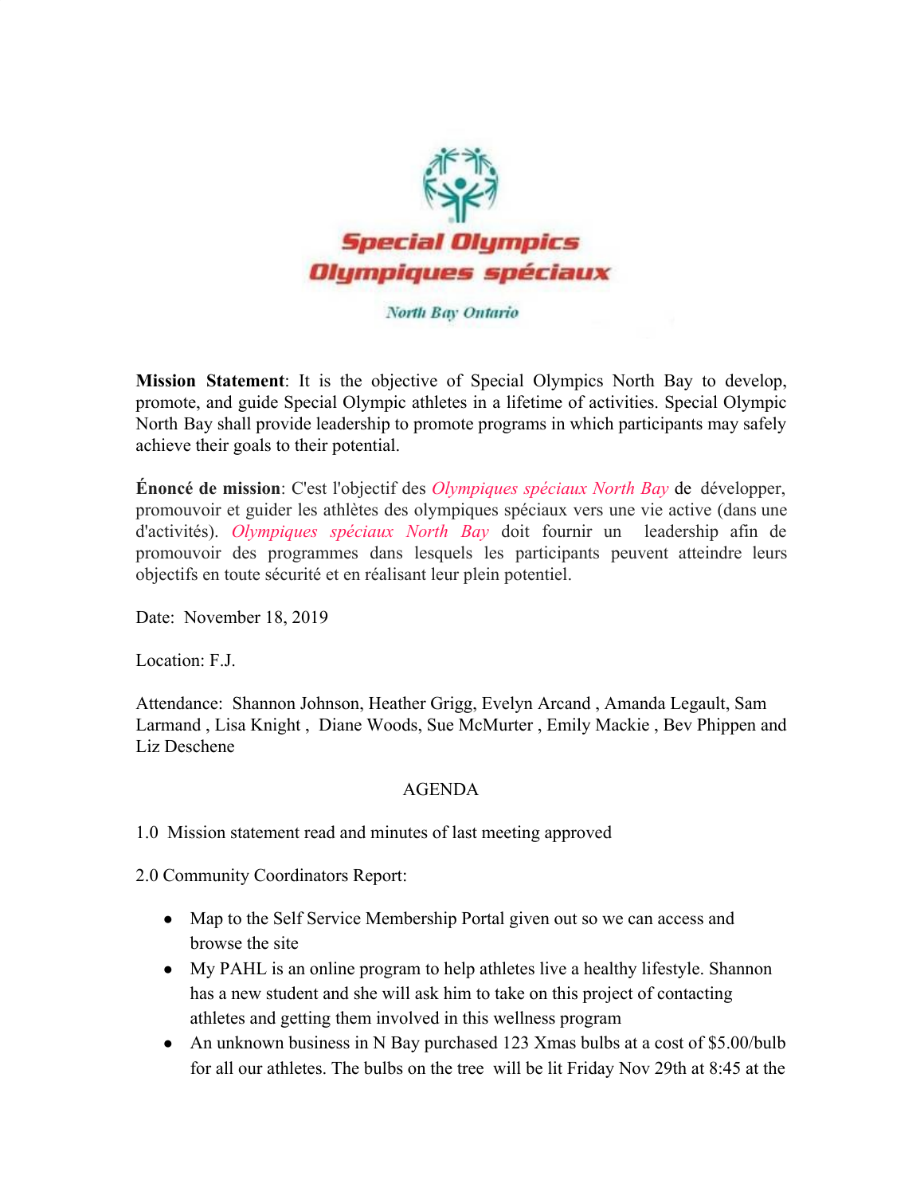Special Olympics
Olympiques spéciaux

North Bay Ontario

**Mission Statement**: It is the objective of Special Olympics North Bay to develop, promote, and guide Special Olympic athletes in a lifetime of activities. Special Olympic North Bay shall provide leadership to promote programs in which participants may safely achieve their goals to their potential.

**Énoncé de mission**: C'est l'objectif des *Olympiques spéciaux North Bay* de développer, promouvoir et guider les athlètes des olympiques spéciaux vers une vie active (dans une d'activités). *Olympiques spéciaux North Bay* doit fournir un leadership afin de promouvoir des programmes dans lesquels les participants peuvent atteindre leurs objectifs en toute sécurité et en réalisant leur plein potentiel.

Date: November 18, 2019

Location: F.J.

Attendance: Shannon Johnson, Heather Grigg, Evelyn Arcand , Amanda Legault, Sam Larmand , Lisa Knight , Diane Woods, Sue McMurter , Emily Mackie , Bev Phippen and Liz Deschene

AGENDA

1.0 Mission statement read and minutes of last meeting approved

2.0 Community Coordinators Report:

- Map to the Self Service Membership Portal given out so we can access and browse the site
- My PAHL is an online program to help athletes live a healthy lifestyle. Shannon has a new student and she will ask him to take on this project of contacting athletes and getting them involved in this wellness program
- An unknown business in N Bay purchased 123 Xmas bulbs at a cost of $5.00/bulb for all our athletes. The bulbs on the tree will be lit Friday Nov 29th at 8:45 at the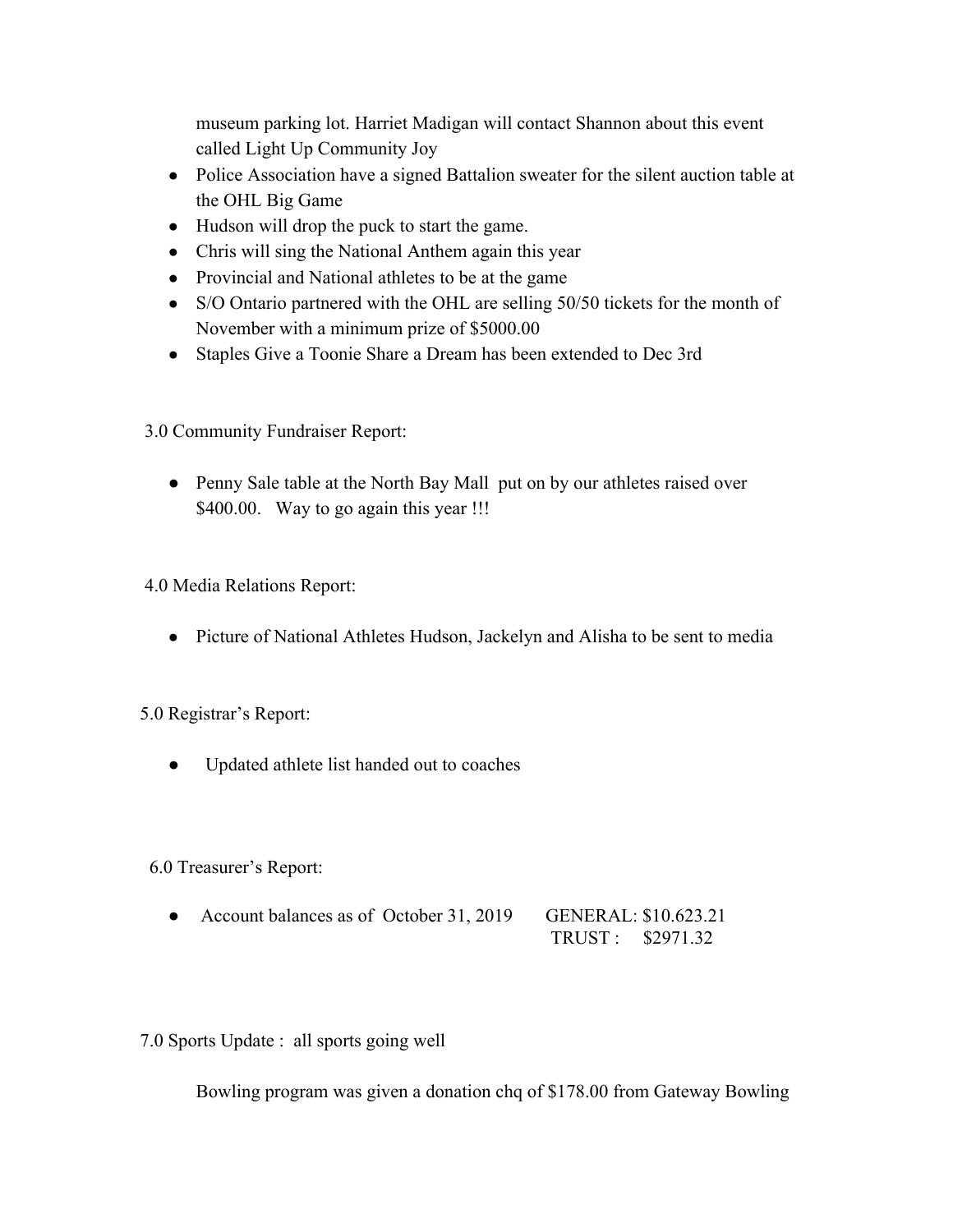museum parking lot. Harriet Madigan will contact Shannon about this event called Light Up Community Joy

- Police Association have a signed Battalion sweater for the silent auction table at the OHL Big Game
- Hudson will drop the puck to start the game.
- Chris will sing the National Anthem again this year
- Provincial and National athletes to be at the game
- S/O Ontario partnered with the OHL are selling 50/50 tickets for the month of November with a minimum prize of $5000.00
- Staples Give a Toonie Share a Dream has been extended to Dec 3rd

3.0 Community Fundraiser Report:

- Penny Sale table at the North Bay Mall put on by our athletes raised over $400.00. Way to go again this year !!!

4.0 Media Relations Report:

- Picture of National Athletes Hudson, Jackelyn and Alisha to be sent to media

5.0 Registrar's Report:

- Updated athlete list handed out to coaches

6.0 Treasurer's Report:

- Account balances as of October 31, 2019 GENERAL: $10.623.21
  TRUST : $2971.32

7.0 Sports Update : all sports going well

Bowling program was given a donation chq of $178.00 from Gateway Bowling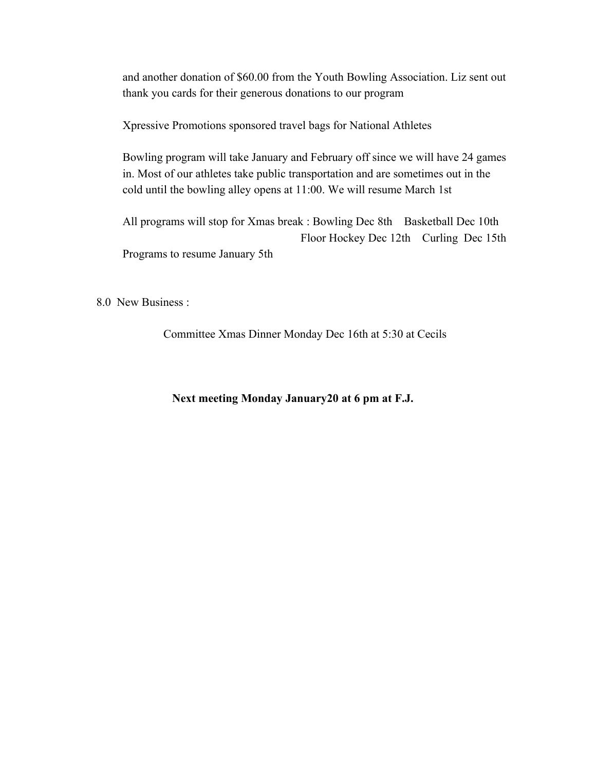and another donation of $60.00 from the Youth Bowling Association. Liz sent out thank you cards for their generous donations to our program

Xpressive Promotions sponsored travel bags for National Athletes

Bowling program will take January and February off since we will have 24 games in. Most of our athletes take public transportation and are sometimes out in the cold until the bowling alley opens at 11:00. We will resume March 1st

All programs will stop for Xmas break : Bowling Dec 8th Basketball Dec 10th Floor Hockey Dec 12th Curling Dec 15th

Programs to resume January 5th

8.0 New Business :

Committee Xmas Dinner Monday Dec 16th at 5:30 at Cecils

**Next meeting Monday January20 at 6 pm at F.J.**